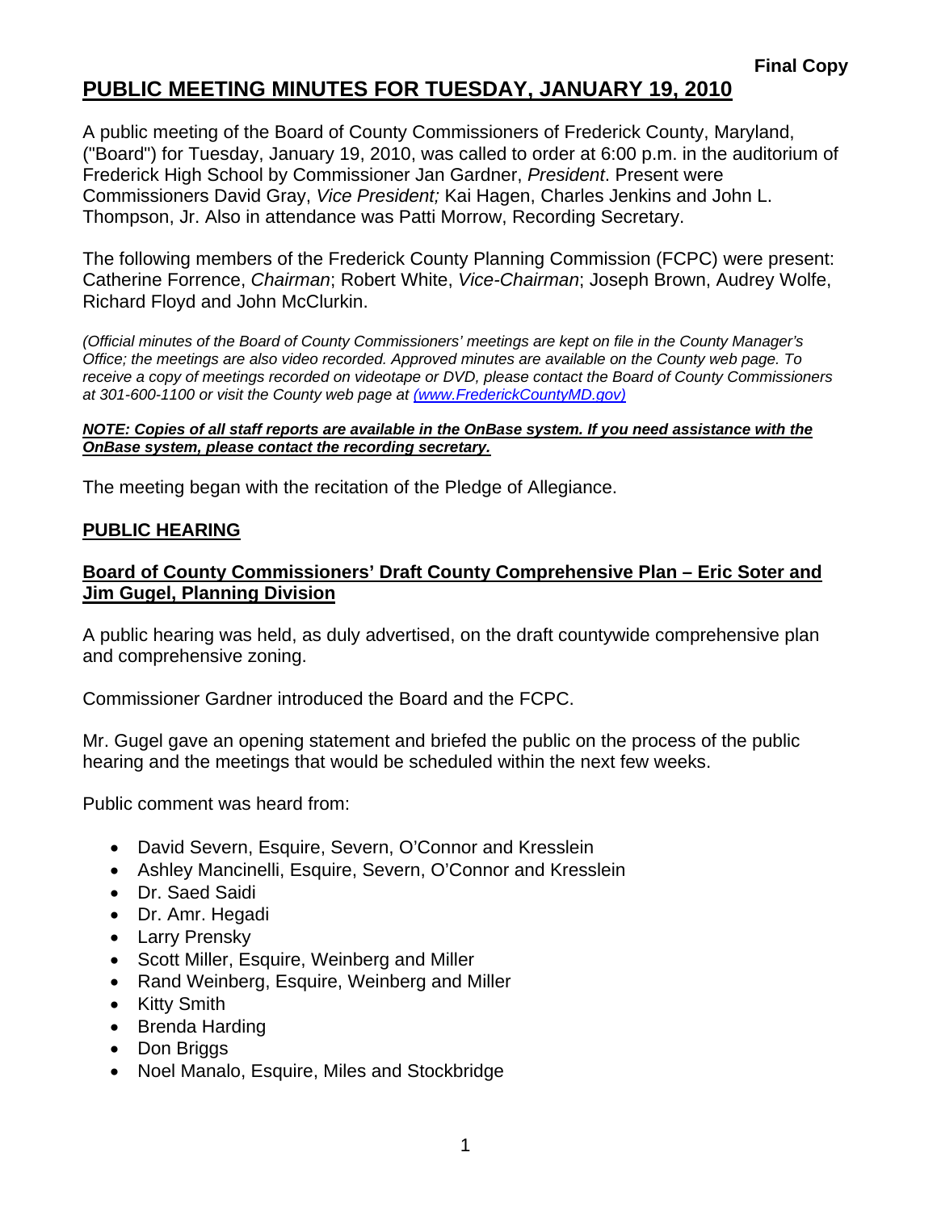**Final Copy**

# PUBLIC MEETING MINUTES FOR TUESDAY, JANUARY 19, 2010

A public meeting of the Board of County Commissioners of Frederick County, Maryland, ("Board") for Tuesday, January 19, 2010, was called to order at 6:00 p.m. in the auditorium of Frederick High School by Commissioner Jan Gardner, *President*. Present were Commissioners David Gray, *Vice President;* Kai Hagen, Charles Jenkins and John L. Thompson, Jr. Also in attendance was Patti Morrow, Recording Secretary.

The following members of the Frederick County Planning Commission (FCPC) were present: Catherine Forrence, *Chairman*; Robert White, *Vice-Chairman*; Joseph Brown, Audrey Wolfe, Richard Floyd and John McClurkin.

*(Official minutes of the Board of County Commissioners' meetings are kept on file in the County Manager's Office; the meetings are also video recorded. Approved minutes are available on the County web page. To receive a copy of meetings recorded on videotape or DVD, please contact the Board of County Commissioners at 301-600-1100 or visit the County web page at (www.FrederickCountyMD.gov)*

***NOTE: Copies of all staff reports are available in the OnBase system. If you need assistance with the OnBase system, please contact the recording secretary.***

The meeting began with the recitation of the Pledge of Allegiance.

## PUBLIC HEARING

### Board of County Commissioners' Draft County Comprehensive Plan – Eric Soter and Jim Gugel, Planning Division

A public hearing was held, as duly advertised, on the draft countywide comprehensive plan and comprehensive zoning.

Commissioner Gardner introduced the Board and the FCPC.

Mr. Gugel gave an opening statement and briefed the public on the process of the public hearing and the meetings that would be scheduled within the next few weeks.

Public comment was heard from:

- David Severn, Esquire, Severn, O'Connor and Kresslein
- Ashley Mancinelli, Esquire, Severn, O'Connor and Kresslein
- Dr. Saed Saidi
- Dr. Amr. Hegadi
- Larry Prensky
- Scott Miller, Esquire, Weinberg and Miller
- Rand Weinberg, Esquire, Weinberg and Miller
- Kitty Smith
- Brenda Harding
- Don Briggs
- Noel Manalo, Esquire, Miles and Stockbridge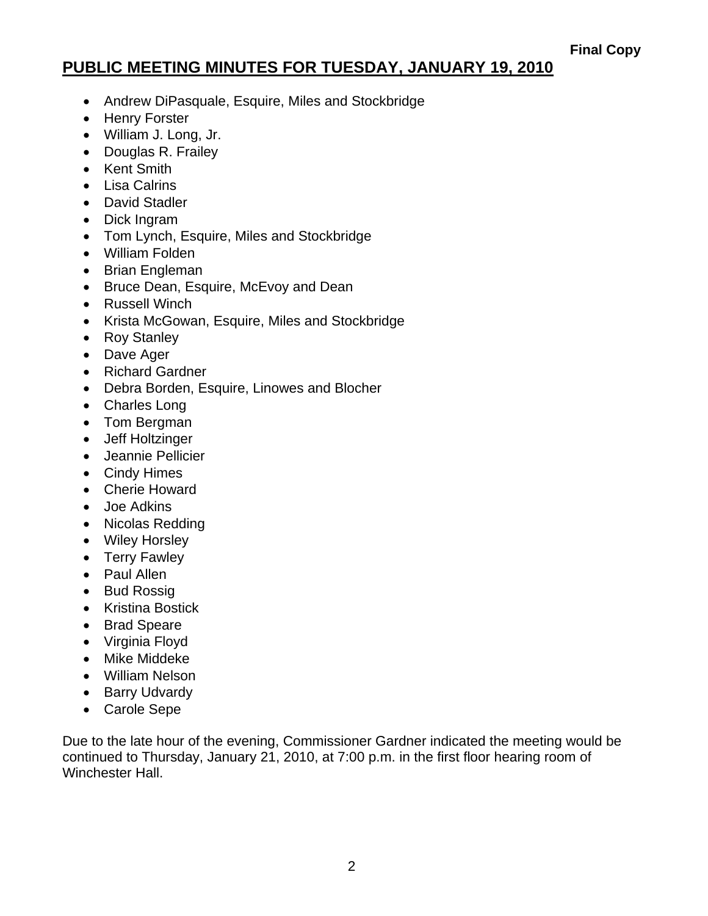**Final Copy**

## PUBLIC MEETING MINUTES FOR TUESDAY, JANUARY 19, 2010

- Andrew DiPasquale, Esquire, Miles and Stockbridge
- Henry Forster
- William J. Long, Jr.
- Douglas R. Frailey
- Kent Smith
- Lisa Calrins
- David Stadler
- Dick Ingram
- Tom Lynch, Esquire, Miles and Stockbridge
- William Folden
- Brian Engleman
- Bruce Dean, Esquire, McEvoy and Dean
- Russell Winch
- Krista McGowan, Esquire, Miles and Stockbridge
- Roy Stanley
- Dave Ager
- Richard Gardner
- Debra Borden, Esquire, Linowes and Blocher
- Charles Long
- Tom Bergman
- Jeff Holtzinger
- Jeannie Pellicier
- Cindy Himes
- Cherie Howard
- Joe Adkins
- Nicolas Redding
- Wiley Horsley
- Terry Fawley
- Paul Allen
- Bud Rossig
- Kristina Bostick
- Brad Speare
- Virginia Floyd
- Mike Middeke
- William Nelson
- Barry Udvardy
- Carole Sepe

Due to the late hour of the evening, Commissioner Gardner indicated the meeting would be continued to Thursday, January 21, 2010, at 7:00 p.m. in the first floor hearing room of Winchester Hall.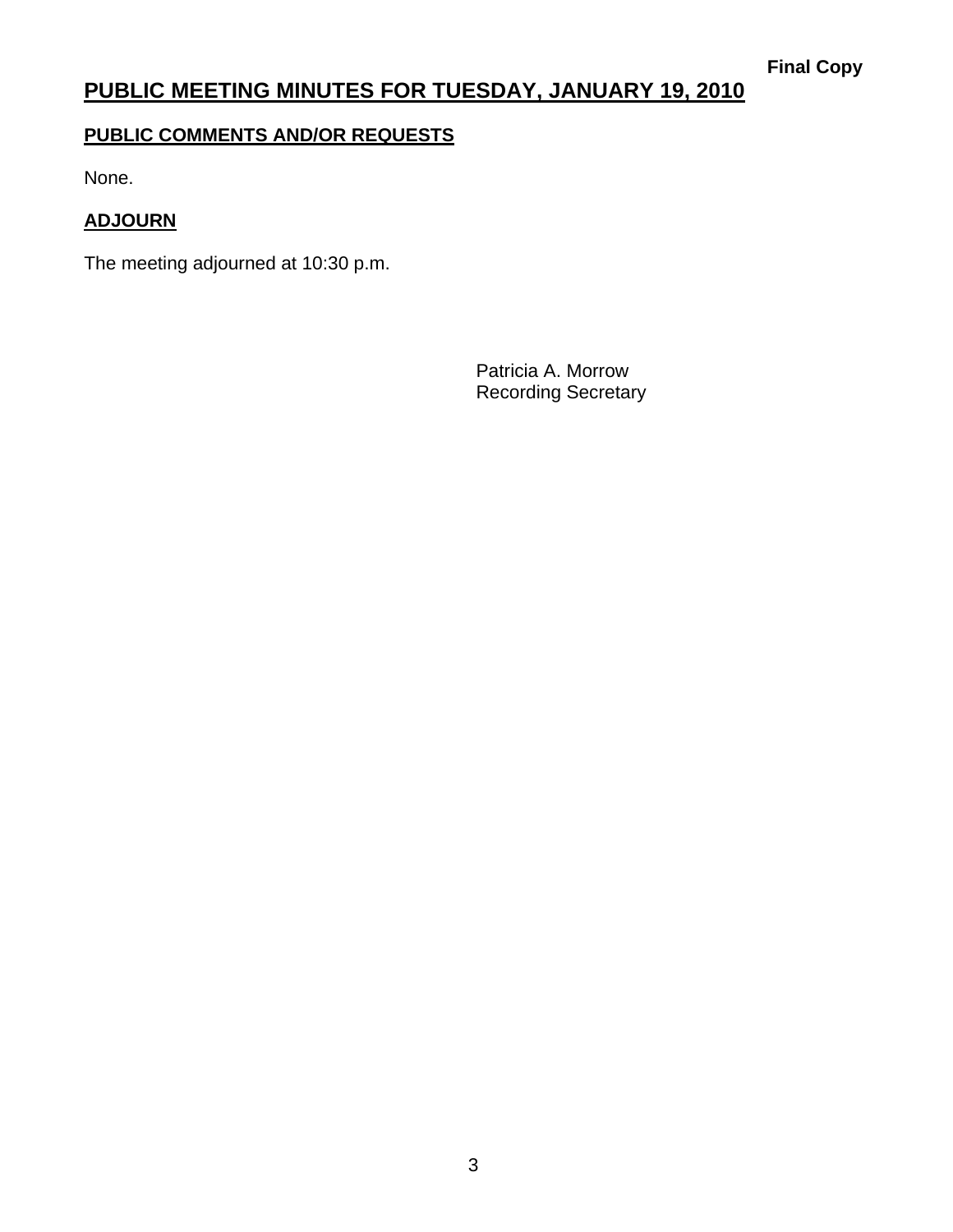**Final Copy**

# PUBLIC MEETING MINUTES FOR TUESDAY, JANUARY 19, 2010

## PUBLIC COMMENTS AND/OR REQUESTS

None.

## ADJOURN

The meeting adjourned at 10:30 p.m.

Patricia A. Morrow
Recording Secretary